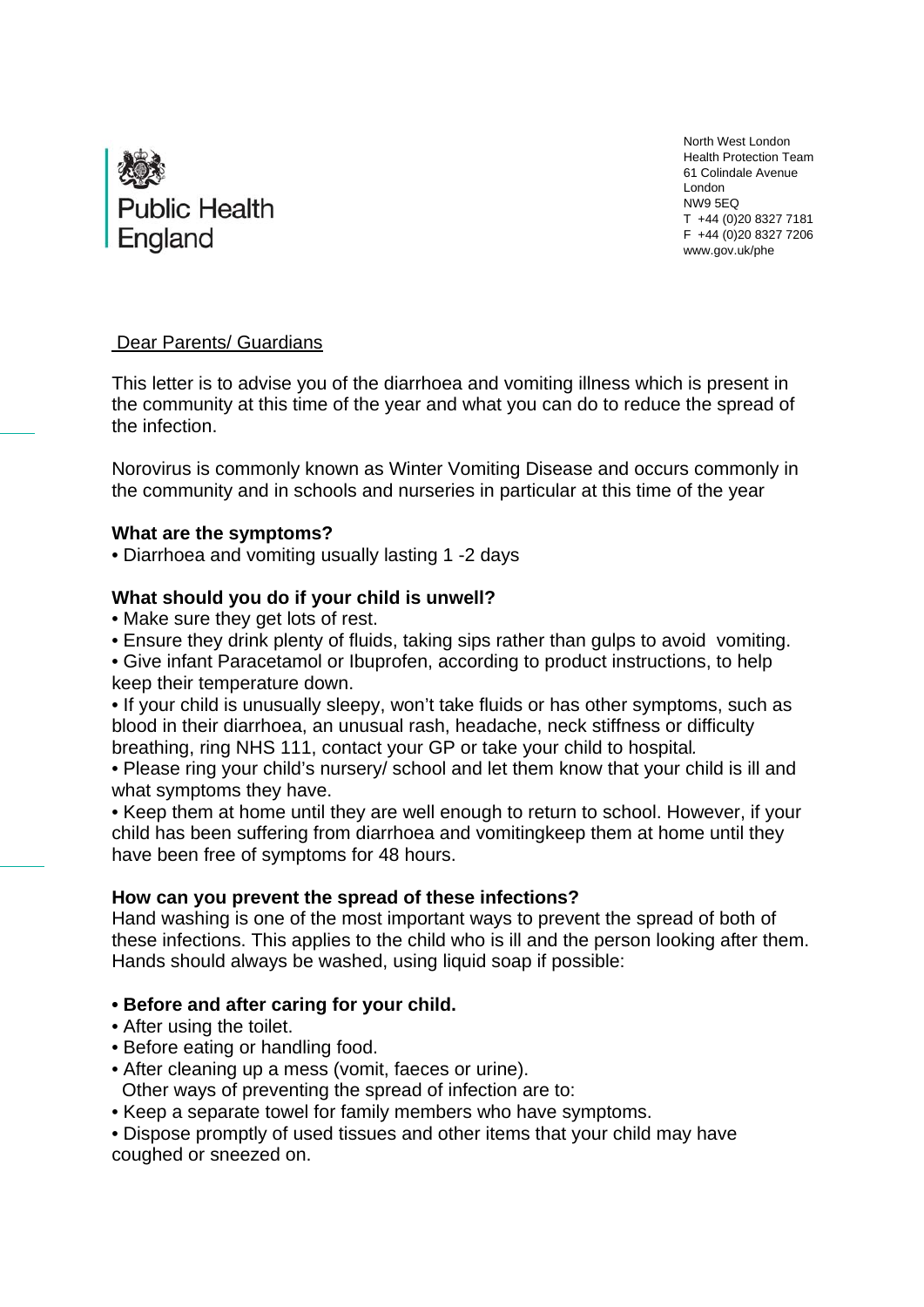Public Health England

North West London
Health Protection Team
61 Colindale Avenue
London
NW9 5EQ
T +44 (0)20 8327 7181
F +44 (0)20 8327 7206
www.gov.uk/phe

Dear Parents/ Guardians

This letter is to advise you of the diarrhoea and vomiting illness which is present in the community at this time of the year and what you can do to reduce the spread of the infection.

Norovirus is commonly known as Winter Vomiting Disease and occurs commonly in the community and in schools and nurseries in particular at this time of the year

**What are the symptoms?**

- Diarrhoea and vomiting usually lasting 1 -2 days

**What should you do if your child is unwell?**

- Make sure they get lots of rest.
- Ensure they drink plenty of fluids, taking sips rather than gulps to avoid vomiting.
- Give infant Paracetamol or Ibuprofen, according to product instructions, to help keep their temperature down.
- If your child is unusually sleepy, won't take fluids or has other symptoms, such as blood in their diarrhoea, an unusual rash, headache, neck stiffness or difficulty breathing, ring NHS 111, contact your GP or take your child to hospital.
- Please ring your child's nursery/ school and let them know that your child is ill and what symptoms they have.
- Keep them at home until they are well enough to return to school. However, if your child has been suffering from diarrhoea and vomitingkeep them at home until they have been free of symptoms for 48 hours.

**How can you prevent the spread of these infections?**

Hand washing is one of the most important ways to prevent the spread of both of these infections. This applies to the child who is ill and the person looking after them. Hands should always be washed, using liquid soap if possible:

- **Before and after caring for your child.**
- After using the toilet.
- Before eating or handling food.
- After cleaning up a mess (vomit, faeces or urine).

Other ways of preventing the spread of infection are to:

- Keep a separate towel for family members who have symptoms.
- Dispose promptly of used tissues and other items that your child may have coughed or sneezed on.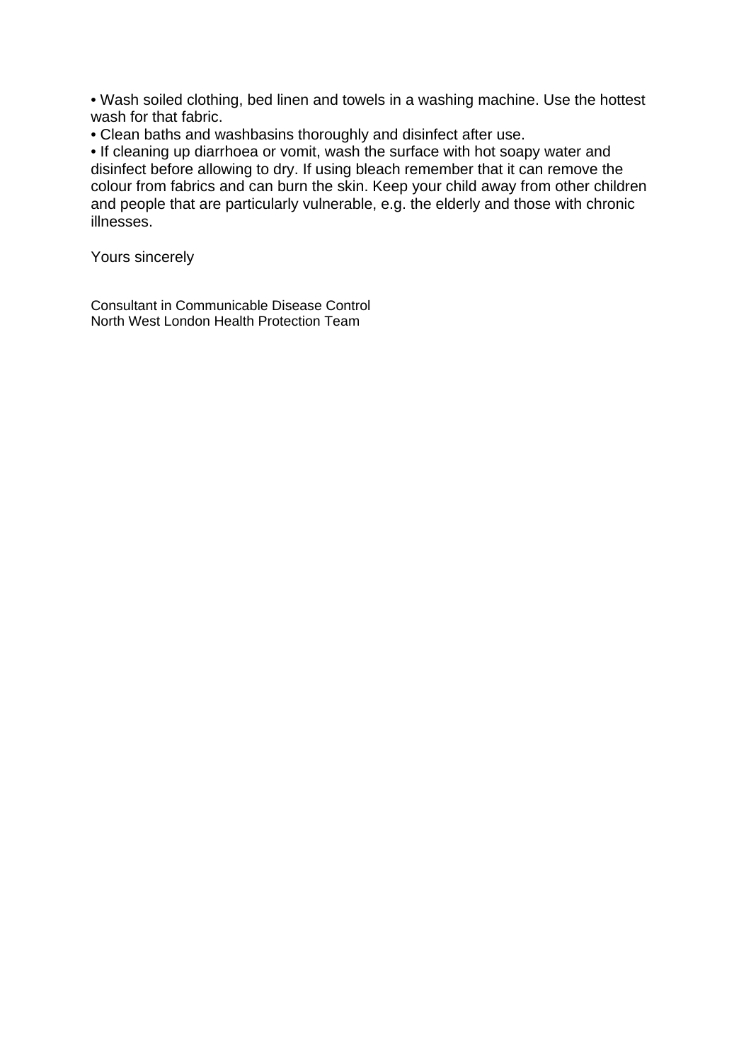- Wash soiled clothing, bed linen and towels in a washing machine. Use the hottest wash for that fabric.
- Clean baths and washbasins thoroughly and disinfect after use.
- If cleaning up diarrhoea or vomit, wash the surface with hot soapy water and disinfect before allowing to dry. If using bleach remember that it can remove the colour from fabrics and can burn the skin. Keep your child away from other children and people that are particularly vulnerable, e.g. the elderly and those with chronic illnesses.

Yours sincerely

Consultant in Communicable Disease Control
North West London Health Protection Team